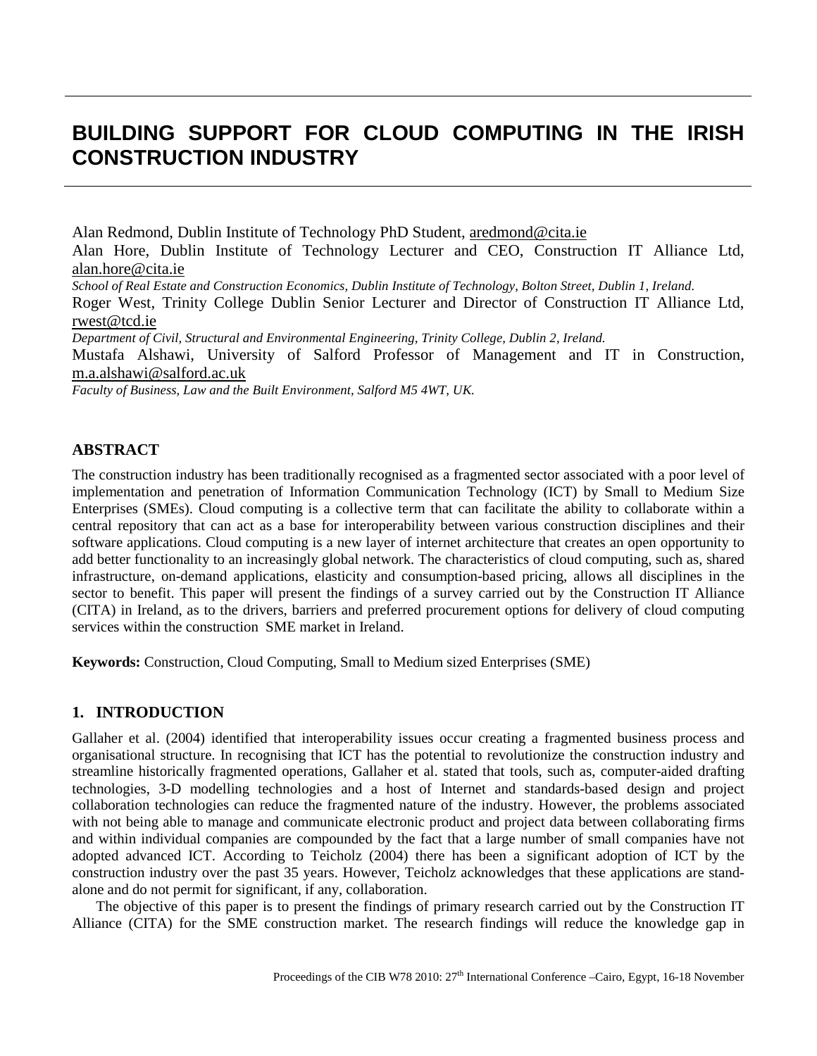# BUILDING SUPPORT FOR CLOUD COMPUTING IN THE IRISH CONSTRUCTION INDUSTRY

Alan Redmond, Dublin Institute of Technology PhD Student, aredmond@cita.ie

Alan Hore, Dublin Institute of Technology Lecturer and CEO, Construction IT Alliance Ltd, alan.hore@cita.ie

*School of Real Estate and Construction Economics, Dublin Institute of Technology, Bolton Street, Dublin 1, Ireland.*

Roger West, Trinity College Dublin Senior Lecturer and Director of Construction IT Alliance Ltd, rwest@tcd.ie

*Department of Civil, Structural and Environmental Engineering, Trinity College, Dublin 2, Ireland.*

Mustafa Alshawi, University of Salford Professor of Management and IT in Construction, m.a.alshawi@salford.ac.uk

*Faculty of Business, Law and the Built Environment, Salford M5 4WT, UK.*

## ABSTRACT

The construction industry has been traditionally recognised as a fragmented sector associated with a poor level of implementation and penetration of Information Communication Technology (ICT) by Small to Medium Size Enterprises (SMEs). Cloud computing is a collective term that can facilitate the ability to collaborate within a central repository that can act as a base for interoperability between various construction disciplines and their software applications. Cloud computing is a new layer of internet architecture that creates an open opportunity to add better functionality to an increasingly global network. The characteristics of cloud computing, such as, shared infrastructure, on-demand applications, elasticity and consumption-based pricing, allows all disciplines in the sector to benefit. This paper will present the findings of a survey carried out by the Construction IT Alliance (CITA) in Ireland, as to the drivers, barriers and preferred procurement options for delivery of cloud computing services within the construction SME market in Ireland.

**Keywords:** Construction, Cloud Computing, Small to Medium sized Enterprises (SME)

## 1. INTRODUCTION

Gallaher et al. (2004) identified that interoperability issues occur creating a fragmented business process and organisational structure. In recognising that ICT has the potential to revolutionize the construction industry and streamline historically fragmented operations, Gallaher et al. stated that tools, such as, computer-aided drafting technologies, 3-D modelling technologies and a host of Internet and standards-based design and project collaboration technologies can reduce the fragmented nature of the industry. However, the problems associated with not being able to manage and communicate electronic product and project data between collaborating firms and within individual companies are compounded by the fact that a large number of small companies have not adopted advanced ICT. According to Teicholz (2004) there has been a significant adoption of ICT by the construction industry over the past 35 years. However, Teicholz acknowledges that these applications are stand-alone and do not permit for significant, if any, collaboration.

The objective of this paper is to present the findings of primary research carried out by the Construction IT Alliance (CITA) for the SME construction market. The research findings will reduce the knowledge gap in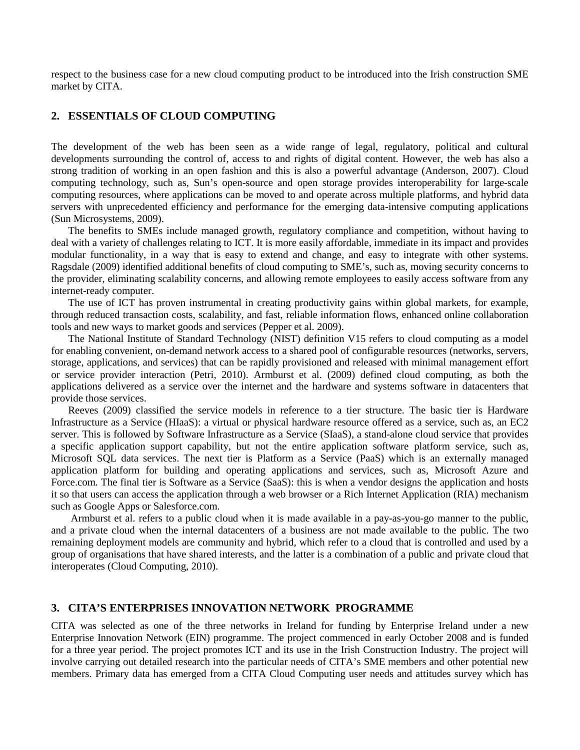respect to the business case for a new cloud computing product to be introduced into the Irish construction SME market by CITA.

## 2. ESSENTIALS OF CLOUD COMPUTING

The development of the web has been seen as a wide range of legal, regulatory, political and cultural developments surrounding the control of, access to and rights of digital content. However, the web has also a strong tradition of working in an open fashion and this is also a powerful advantage (Anderson, 2007). Cloud computing technology, such as, Sun's open-source and open storage provides interoperability for large-scale computing resources, where applications can be moved to and operate across multiple platforms, and hybrid data servers with unprecedented efficiency and performance for the emerging data-intensive computing applications (Sun Microsystems, 2009).

The benefits to SMEs include managed growth, regulatory compliance and competition, without having to deal with a variety of challenges relating to ICT. It is more easily affordable, immediate in its impact and provides modular functionality, in a way that is easy to extend and change, and easy to integrate with other systems. Ragsdale (2009) identified additional benefits of cloud computing to SME's, such as, moving security concerns to the provider, eliminating scalability concerns, and allowing remote employees to easily access software from any internet-ready computer.

The use of ICT has proven instrumental in creating productivity gains within global markets, for example, through reduced transaction costs, scalability, and fast, reliable information flows, enhanced online collaboration tools and new ways to market goods and services (Pepper et al. 2009).

The National Institute of Standard Technology (NIST) definition V15 refers to cloud computing as a model for enabling convenient, on-demand network access to a shared pool of configurable resources (networks, servers, storage, applications, and services) that can be rapidly provisioned and released with minimal management effort or service provider interaction (Petri, 2010). Armburst et al. (2009) defined cloud computing, as both the applications delivered as a service over the internet and the hardware and systems software in datacenters that provide those services.

Reeves (2009) classified the service models in reference to a tier structure. The basic tier is Hardware Infrastructure as a Service (HIaaS): a virtual or physical hardware resource offered as a service, such as, an EC2 server. This is followed by Software Infrastructure as a Service (SIaaS), a stand-alone cloud service that provides a specific application support capability, but not the entire application software platform service, such as, Microsoft SQL data services. The next tier is Platform as a Service (PaaS) which is an externally managed application platform for building and operating applications and services, such as, Microsoft Azure and Force.com. The final tier is Software as a Service (SaaS): this is when a vendor designs the application and hosts it so that users can access the application through a web browser or a Rich Internet Application (RIA) mechanism such as Google Apps or Salesforce.com.

Armburst et al. refers to a public cloud when it is made available in a pay-as-you-go manner to the public, and a private cloud when the internal datacenters of a business are not made available to the public. The two remaining deployment models are community and hybrid, which refer to a cloud that is controlled and used by a group of organisations that have shared interests, and the latter is a combination of a public and private cloud that interoperates (Cloud Computing, 2010).

## 3. CITA'S ENTERPRISES INNOVATION NETWORK PROGRAMME

CITA was selected as one of the three networks in Ireland for funding by Enterprise Ireland under a new Enterprise Innovation Network (EIN) programme. The project commenced in early October 2008 and is funded for a three year period. The project promotes ICT and its use in the Irish Construction Industry. The project will involve carrying out detailed research into the particular needs of CITA's SME members and other potential new members. Primary data has emerged from a CITA Cloud Computing user needs and attitudes survey which has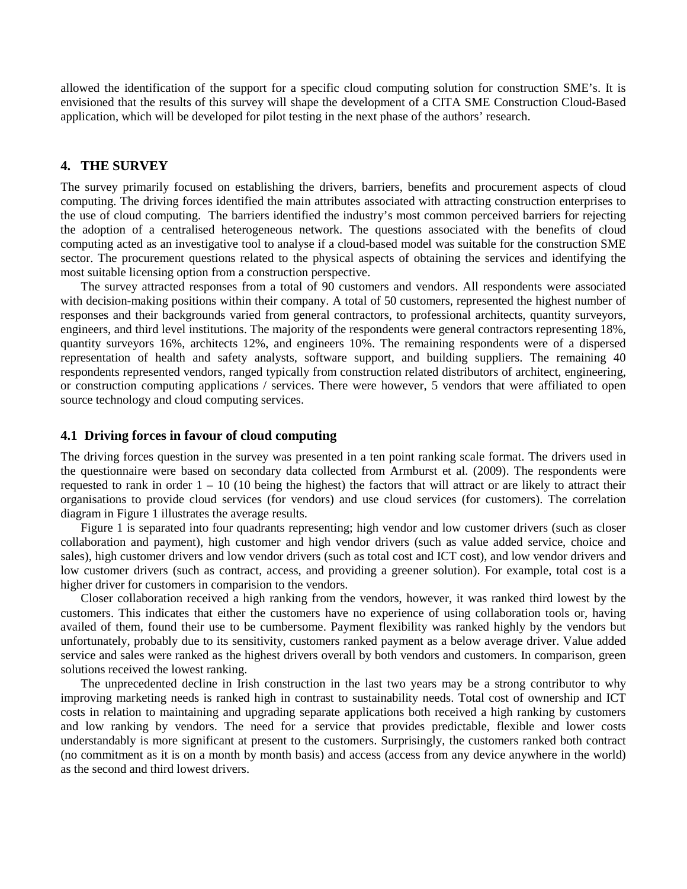allowed the identification of the support for a specific cloud computing solution for construction SME's. It is envisioned that the results of this survey will shape the development of a CITA SME Construction Cloud-Based application, which will be developed for pilot testing in the next phase of the authors' research.

## 4. THE SURVEY

The survey primarily focused on establishing the drivers, barriers, benefits and procurement aspects of cloud computing. The driving forces identified the main attributes associated with attracting construction enterprises to the use of cloud computing. The barriers identified the industry's most common perceived barriers for rejecting the adoption of a centralised heterogeneous network. The questions associated with the benefits of cloud computing acted as an investigative tool to analyse if a cloud-based model was suitable for the construction SME sector. The procurement questions related to the physical aspects of obtaining the services and identifying the most suitable licensing option from a construction perspective.

The survey attracted responses from a total of 90 customers and vendors. All respondents were associated with decision-making positions within their company. A total of 50 customers, represented the highest number of responses and their backgrounds varied from general contractors, to professional architects, quantity surveyors, engineers, and third level institutions. The majority of the respondents were general contractors representing 18%, quantity surveyors 16%, architects 12%, and engineers 10%. The remaining respondents were of a dispersed representation of health and safety analysts, software support, and building suppliers. The remaining 40 respondents represented vendors, ranged typically from construction related distributors of architect, engineering, or construction computing applications / services. There were however, 5 vendors that were affiliated to open source technology and cloud computing services.

### 4.1 Driving forces in favour of cloud computing

The driving forces question in the survey was presented in a ten point ranking scale format. The drivers used in the questionnaire were based on secondary data collected from Armburst et al. (2009). The respondents were requested to rank in order 1 – 10 (10 being the highest) the factors that will attract or are likely to attract their organisations to provide cloud services (for vendors) and use cloud services (for customers). The correlation diagram in Figure 1 illustrates the average results.

Figure 1 is separated into four quadrants representing; high vendor and low customer drivers (such as closer collaboration and payment), high customer and high vendor drivers (such as value added service, choice and sales), high customer drivers and low vendor drivers (such as total cost and ICT cost), and low vendor drivers and low customer drivers (such as contract, access, and providing a greener solution). For example, total cost is a higher driver for customers in comparision to the vendors.

Closer collaboration received a high ranking from the vendors, however, it was ranked third lowest by the customers. This indicates that either the customers have no experience of using collaboration tools or, having availed of them, found their use to be cumbersome. Payment flexibility was ranked highly by the vendors but unfortunately, probably due to its sensitivity, customers ranked payment as a below average driver. Value added service and sales were ranked as the highest drivers overall by both vendors and customers. In comparison, green solutions received the lowest ranking.

The unprecedented decline in Irish construction in the last two years may be a strong contributor to why improving marketing needs is ranked high in contrast to sustainability needs. Total cost of ownership and ICT costs in relation to maintaining and upgrading separate applications both received a high ranking by customers and low ranking by vendors. The need for a service that provides predictable, flexible and lower costs understandably is more significant at present to the customers. Surprisingly, the customers ranked both contract (no commitment as it is on a month by month basis) and access (access from any device anywhere in the world) as the second and third lowest drivers.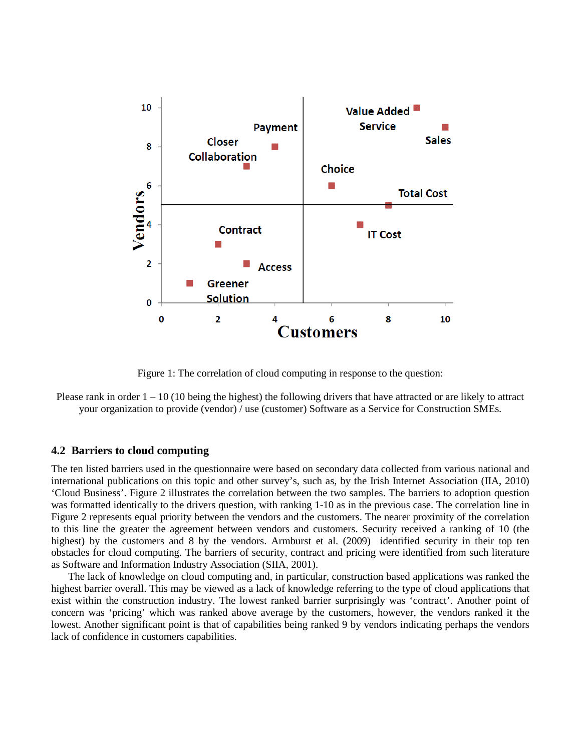Figure 1: The correlation of cloud computing in response to the question:

Please rank in order 1 – 10 (10 being the highest) the following drivers that have attracted or are likely to attract your organization to provide (vendor) / use (customer) Software as a Service for Construction SMEs.

### 4.2 Barriers to cloud computing

The ten listed barriers used in the questionnaire were based on secondary data collected from various national and international publications on this topic and other survey's, such as, by the Irish Internet Association (IIA, 2010) 'Cloud Business'. Figure 2 illustrates the correlation between the two samples. The barriers to adoption question was formatted identically to the drivers question, with ranking 1-10 as in the previous case. The correlation line in Figure 2 represents equal priority between the vendors and the customers. The nearer proximity of the correlation to this line the greater the agreement between vendors and customers. Security received a ranking of 10 (the highest) by the customers and 8 by the vendors. Armburst et al. (2009) identified security in their top ten obstacles for cloud computing. The barriers of security, contract and pricing were identified from such literature as Software and Information Industry Association (SIIA, 2001).

The lack of knowledge on cloud computing and, in particular, construction based applications was ranked the highest barrier overall. This may be viewed as a lack of knowledge referring to the type of cloud applications that exist within the construction industry. The lowest ranked barrier surprisingly was 'contract'. Another point of concern was 'pricing' which was ranked above average by the customers, however, the vendors ranked it the lowest. Another significant point is that of capabilities being ranked 9 by vendors indicating perhaps the vendors lack of confidence in customers capabilities.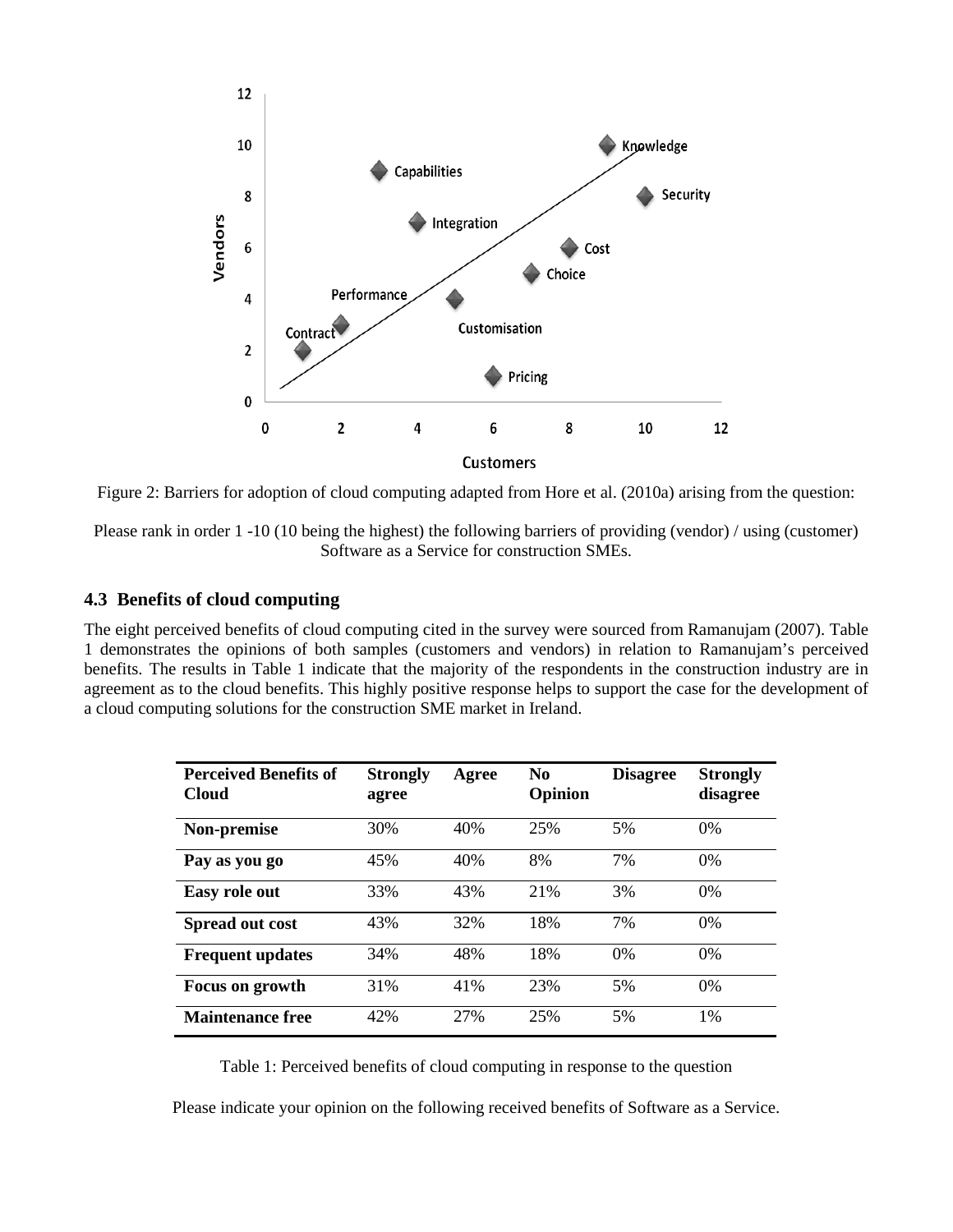Figure 2: Barriers for adoption of cloud computing adapted from Hore et al. (2010a) arising from the question:

Please rank in order 1 -10 (10 being the highest) the following barriers of providing (vendor) / using (customer) Software as a Service for construction SMEs.

### 4.3 Benefits of cloud computing

The eight perceived benefits of cloud computing cited in the survey were sourced from Ramanujam (2007). Table 1 demonstrates the opinions of both samples (customers and vendors) in relation to Ramanujam's perceived benefits. The results in Table 1 indicate that the majority of the respondents in the construction industry are in agreement as to the cloud benefits. This highly positive response helps to support the case for the development of a cloud computing solutions for the construction SME market in Ireland.

| Perceived Benefits of Cloud | Strongly agree | Agree | No Opinion | Disagree | Strongly disagree |
|---|---|---|---|---|---|
| **Non-premise** | 30% | 40% | 25% | 5% | 0% |
| **Pay as you go** | 45% | 40% | 8% | 7% | 0% |
| **Easy role out** | 33% | 43% | 21% | 3% | 0% |
| **Spread out cost** | 43% | 32% | 18% | 7% | 0% |
| **Frequent updates** | 34% | 48% | 18% | 0% | 0% |
| **Focus on growth** | 31% | 41% | 23% | 5% | 0% |
| **Maintenance free** | 42% | 27% | 25% | 5% | 1% |

Table 1: Perceived benefits of cloud computing in response to the question

Please indicate your opinion on the following received benefits of Software as a Service.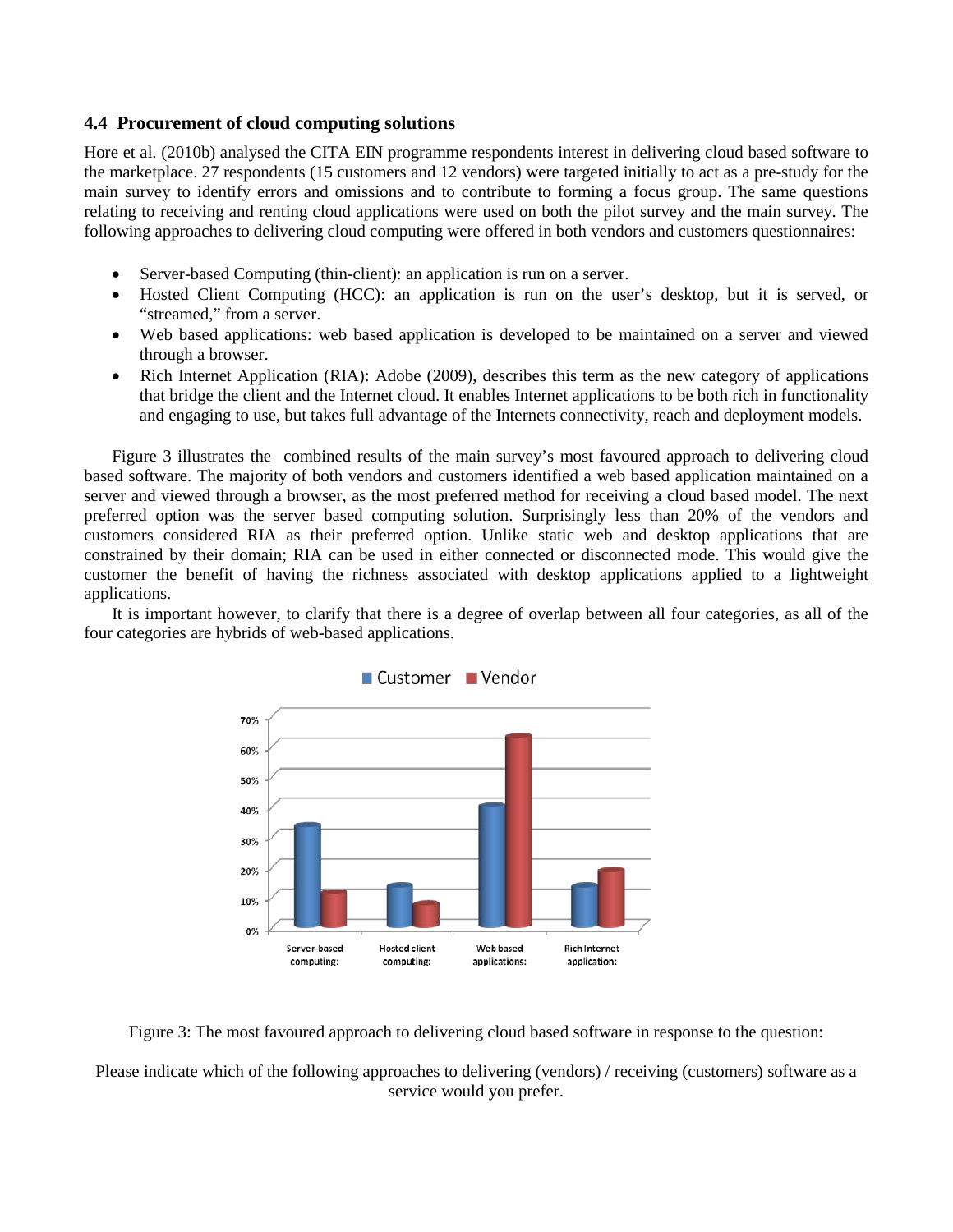### 4.4 Procurement of cloud computing solutions

Hore et al. (2010b) analysed the CITA EIN programme respondents interest in delivering cloud based software to the marketplace. 27 respondents (15 customers and 12 vendors) were targeted initially to act as a pre-study for the main survey to identify errors and omissions and to contribute to forming a focus group. The same questions relating to receiving and renting cloud applications were used on both the pilot survey and the main survey. The following approaches to delivering cloud computing were offered in both vendors and customers questionnaires:

- Server-based Computing (thin-client): an application is run on a server.
- Hosted Client Computing (HCC): an application is run on the user's desktop, but it is served, or "streamed," from a server.
- Web based applications: web based application is developed to be maintained on a server and viewed through a browser.
- Rich Internet Application (RIA): Adobe (2009), describes this term as the new category of applications that bridge the client and the Internet cloud. It enables Internet applications to be both rich in functionality and engaging to use, but takes full advantage of the Internets connectivity, reach and deployment models.

Figure 3 illustrates the combined results of the main survey's most favoured approach to delivering cloud based software. The majority of both vendors and customers identified a web based application maintained on a server and viewed through a browser, as the most preferred method for receiving a cloud based model. The next preferred option was the server based computing solution. Surprisingly less than 20% of the vendors and customers considered RIA as their preferred option. Unlike static web and desktop applications that are constrained by their domain; RIA can be used in either connected or disconnected mode. This would give the customer the benefit of having the richness associated with desktop applications applied to a lightweight applications.

It is important however, to clarify that there is a degree of overlap between all four categories, as all of the four categories are hybrids of web-based applications.

Figure 3: The most favoured approach to delivering cloud based software in response to the question:

Please indicate which of the following approaches to delivering (vendors) / receiving (customers) software as a service would you prefer.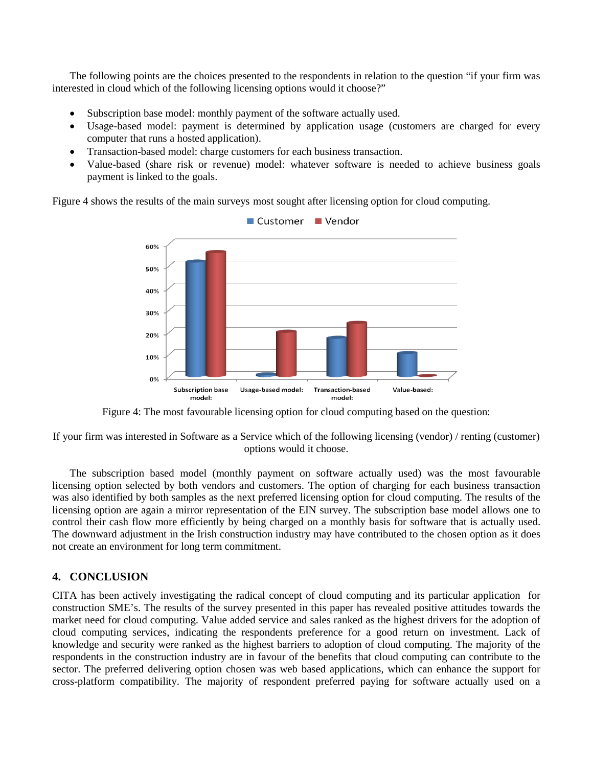The following points are the choices presented to the respondents in relation to the question "if your firm was interested in cloud which of the following licensing options would it choose?"

- Subscription base model: monthly payment of the software actually used.
- Usage-based model: payment is determined by application usage (customers are charged for every computer that runs a hosted application).
- Transaction-based model: charge customers for each business transaction.
- Value-based (share risk or revenue) model: whatever software is needed to achieve business goals payment is linked to the goals.

Figure 4 shows the results of the main surveys most sought after licensing option for cloud computing.

Figure 4: The most favourable licensing option for cloud computing based on the question:

If your firm was interested in Software as a Service which of the following licensing (vendor) / renting (customer) options would it choose.

The subscription based model (monthly payment on software actually used) was the most favourable licensing option selected by both vendors and customers. The option of charging for each business transaction was also identified by both samples as the next preferred licensing option for cloud computing. The results of the licensing option are again a mirror representation of the EIN survey. The subscription base model allows one to control their cash flow more efficiently by being charged on a monthly basis for software that is actually used. The downward adjustment in the Irish construction industry may have contributed to the chosen option as it does not create an environment for long term commitment.

## 4. CONCLUSION

CITA has been actively investigating the radical concept of cloud computing and its particular application for construction SME's. The results of the survey presented in this paper has revealed positive attitudes towards the market need for cloud computing. Value added service and sales ranked as the highest drivers for the adoption of cloud computing services, indicating the respondents preference for a good return on investment. Lack of knowledge and security were ranked as the highest barriers to adoption of cloud computing. The majority of the respondents in the construction industry are in favour of the benefits that cloud computing can contribute to the sector. The preferred delivering option chosen was web based applications, which can enhance the support for cross-platform compatibility. The majority of respondent preferred paying for software actually used on a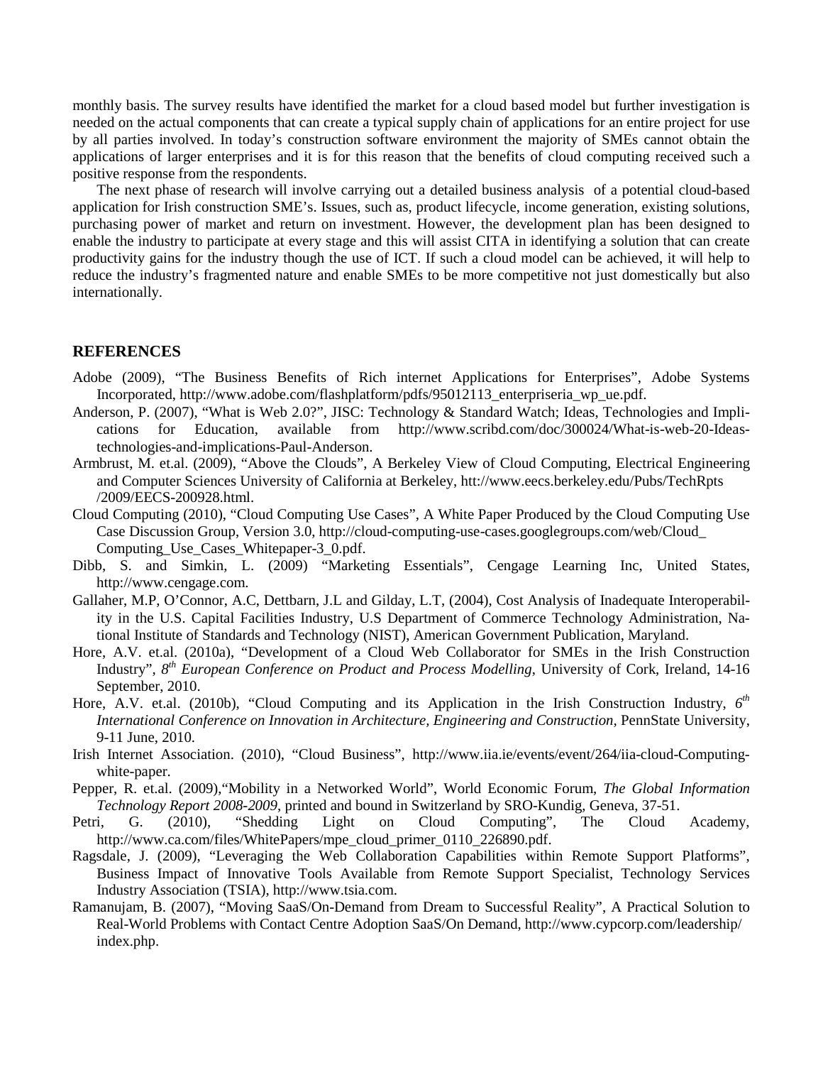monthly basis. The survey results have identified the market for a cloud based model but further investigation is needed on the actual components that can create a typical supply chain of applications for an entire project for use by all parties involved. In today's construction software environment the majority of SMEs cannot obtain the applications of larger enterprises and it is for this reason that the benefits of cloud computing received such a positive response from the respondents.

The next phase of research will involve carrying out a detailed business analysis of a potential cloud-based application for Irish construction SME's. Issues, such as, product lifecycle, income generation, existing solutions, purchasing power of market and return on investment. However, the development plan has been designed to enable the industry to participate at every stage and this will assist CITA in identifying a solution that can create productivity gains for the industry though the use of ICT. If such a cloud model can be achieved, it will help to reduce the industry's fragmented nature and enable SMEs to be more competitive not just domestically but also internationally.

## REFERENCES

Adobe (2009), "The Business Benefits of Rich internet Applications for Enterprises", Adobe Systems Incorporated, http://www.adobe.com/flashplatform/pdfs/95012113_enterpriseria_wp_ue.pdf.

Anderson, P. (2007), "What is Web 2.0?", JISC: Technology & Standard Watch; Ideas, Technologies and Implications for Education, available from http://www.scribd.com/doc/300024/What-is-web-20-Ideas-technologies-and-implications-Paul-Anderson.

Armbrust, M. et.al. (2009), "Above the Clouds", A Berkeley View of Cloud Computing, Electrical Engineering and Computer Sciences University of California at Berkeley, htt://www.eecs.berkeley.edu/Pubs/TechRpts /2009/EECS-200928.html.

Cloud Computing (2010), "Cloud Computing Use Cases", A White Paper Produced by the Cloud Computing Use Case Discussion Group, Version 3.0, http://cloud-computing-use-cases.googlegroups.com/web/Cloud_ Computing_Use_Cases_Whitepaper-3_0.pdf.

Dibb, S. and Simkin, L. (2009) "Marketing Essentials", Cengage Learning Inc, United States, http://www.cengage.com.

Gallaher, M.P, O'Connor, A.C, Dettbarn, J.L and Gilday, L.T, (2004), Cost Analysis of Inadequate Interoperability in the U.S. Capital Facilities Industry, U.S Department of Commerce Technology Administration, National Institute of Standards and Technology (NIST), American Government Publication, Maryland.

Hore, A.V. et.al. (2010a), "Development of a Cloud Web Collaborator for SMEs in the Irish Construction Industry", *8th European Conference on Product and Process Modelling*, University of Cork, Ireland, 14-16 September, 2010.

Hore, A.V. et.al. (2010b), "Cloud Computing and its Application in the Irish Construction Industry, *6th International Conference on Innovation in Architecture, Engineering and Construction*, PennState University, 9-11 June, 2010.

Irish Internet Association. (2010), "Cloud Business", http://www.iia.ie/events/event/264/iia-cloud-Computing-white-paper.

Pepper, R. et.al. (2009),"Mobility in a Networked World", World Economic Forum, *The Global Information Technology Report 2008-2009*, printed and bound in Switzerland by SRO-Kundig, Geneva, 37-51.

Petri, G. (2010), "Shedding Light on Cloud Computing", The Cloud Academy, http://www.ca.com/files/WhitePapers/mpe_cloud_primer_0110_226890.pdf.

Ragsdale, J. (2009), "Leveraging the Web Collaboration Capabilities within Remote Support Platforms", Business Impact of Innovative Tools Available from Remote Support Specialist, Technology Services Industry Association (TSIA), http://www.tsia.com.

Ramanujam, B. (2007), "Moving SaaS/On-Demand from Dream to Successful Reality", A Practical Solution to Real-World Problems with Contact Centre Adoption SaaS/On Demand, http://www.cypcorp.com/leadership/ index.php.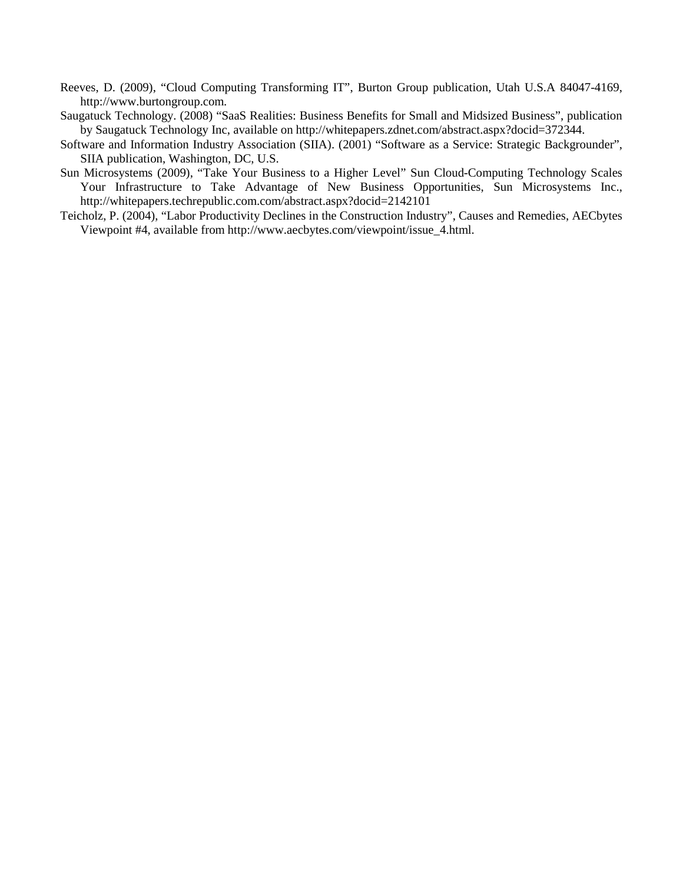Reeves, D. (2009), "Cloud Computing Transforming IT", Burton Group publication, Utah U.S.A 84047-4169, http://www.burtongroup.com.

Saugatuck Technology. (2008) "SaaS Realities: Business Benefits for Small and Midsized Business", publication by Saugatuck Technology Inc, available on http://whitepapers.zdnet.com/abstract.aspx?docid=372344.

Software and Information Industry Association (SIIA). (2001) "Software as a Service: Strategic Backgrounder", SIIA publication, Washington, DC, U.S.

Sun Microsystems (2009), "Take Your Business to a Higher Level" Sun Cloud-Computing Technology Scales Your Infrastructure to Take Advantage of New Business Opportunities, Sun Microsystems Inc., http://whitepapers.techrepublic.com.com/abstract.aspx?docid=2142101

Teicholz, P. (2004), "Labor Productivity Declines in the Construction Industry", Causes and Remedies, AECbytes Viewpoint #4, available from http://www.aecbytes.com/viewpoint/issue_4.html.